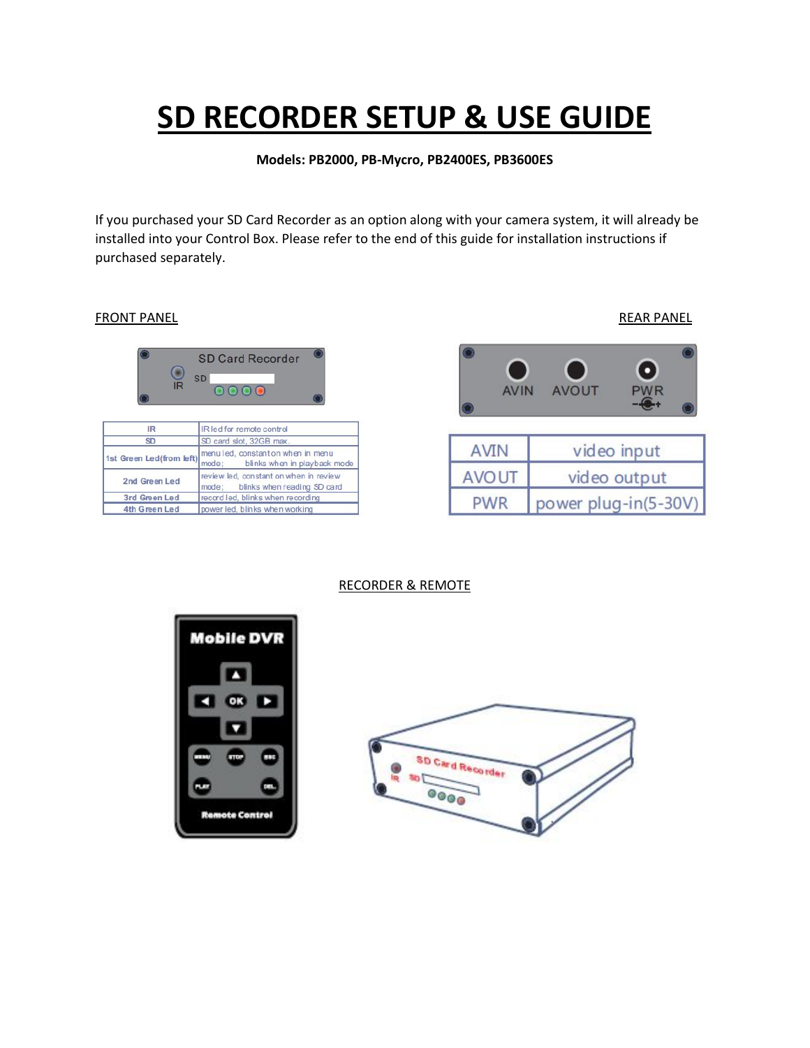# SD RECORDER SETUP & USE GUIDE

**Models: PB2000, PB-Mycro, PB2400ES, PB3600ES**

If you purchased your SD Card Recorder as an option along with your camera system, it will already be installed into your Control Box. Please refer to the end of this guide for installation instructions if purchased separately.

FRONT PANEL

| IR | IR led for remote control |
|---|---|
| SD | SD card slot, 32GB max. |
| 1st Green Led(from left) | menu led, constant on when in menu mode; blinks when in playback mode |
| 2nd Green Led | review led, constant on when in review mode; blinks when reading SD card |
| 3rd Green Led | record led, blinks when recording |
| 4th Green Led | power led, blinks when working |

REAR PANEL

| AVIN | video input |
|---|---|
| AVOUT | video output |
| PWR | power plug-in(5-30V) |

RECORDER & REMOTE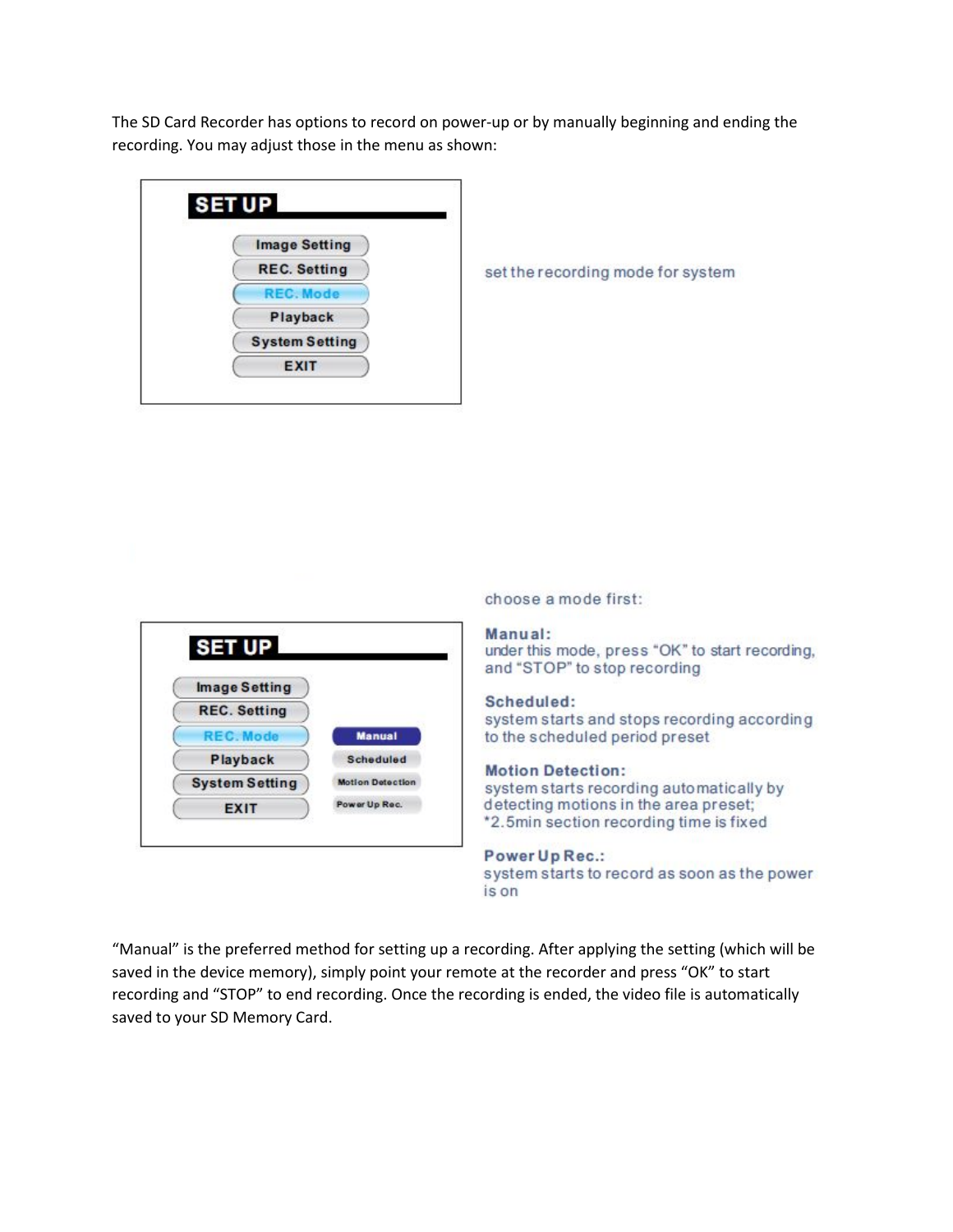The SD Card Recorder has options to record on power-up or by manually beginning and ending the recording. You may adjust those in the menu as shown:

**SET UP**

- Image Setting
- REC. Setting
- REC. Mode
- Playback
- System Setting
- EXIT

set the recording mode for system

**SET UP**

- Image Setting
- REC. Setting
- REC. Mode
  - Manual
  - Scheduled
  - Motion Detection
  - Power Up Rec.
- Playback
- System Setting
- EXIT

choose a mode first:

**Manual:**
under this mode, press "OK" to start recording, and "STOP" to stop recording

**Scheduled:**
system starts and stops recording according to the scheduled period preset

**Motion Detection:**
system starts recording automatically by detecting motions in the area preset;
*2.5min section recording time is fixed

**Power Up Rec.:**
system starts to record as soon as the power is on

"Manual" is the preferred method for setting up a recording. After applying the setting (which will be saved in the device memory), simply point your remote at the recorder and press "OK" to start recording and "STOP" to end recording. Once the recording is ended, the video file is automatically saved to your SD Memory Card.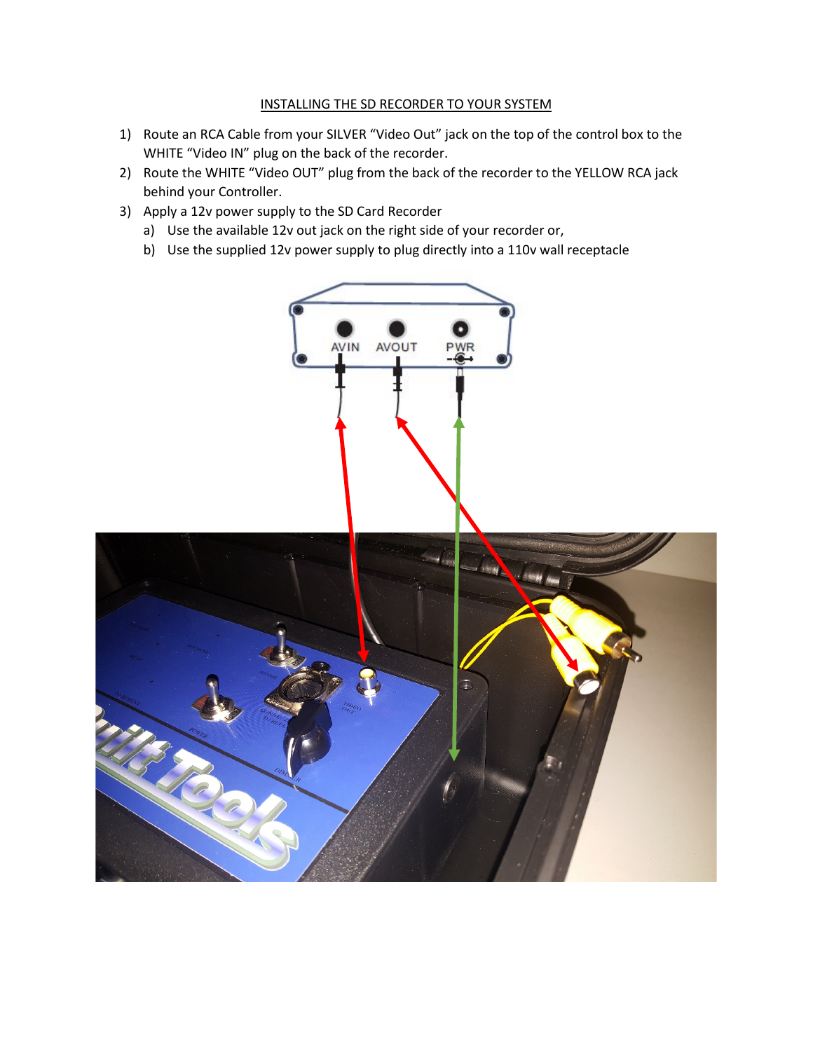INSTALLING THE SD RECORDER TO YOUR SYSTEM

1) Route an RCA Cable from your SILVER "Video Out" jack on the top of the control box to the WHITE "Video IN" plug on the back of the recorder.
2) Route the WHITE "Video OUT" plug from the back of the recorder to the YELLOW RCA jack behind your Controller.
3) Apply a 12v power supply to the SD Card Recorder
   a) Use the available 12v out jack on the right side of your recorder or,
   b) Use the supplied 12v power supply to plug directly into a 110v wall receptacle